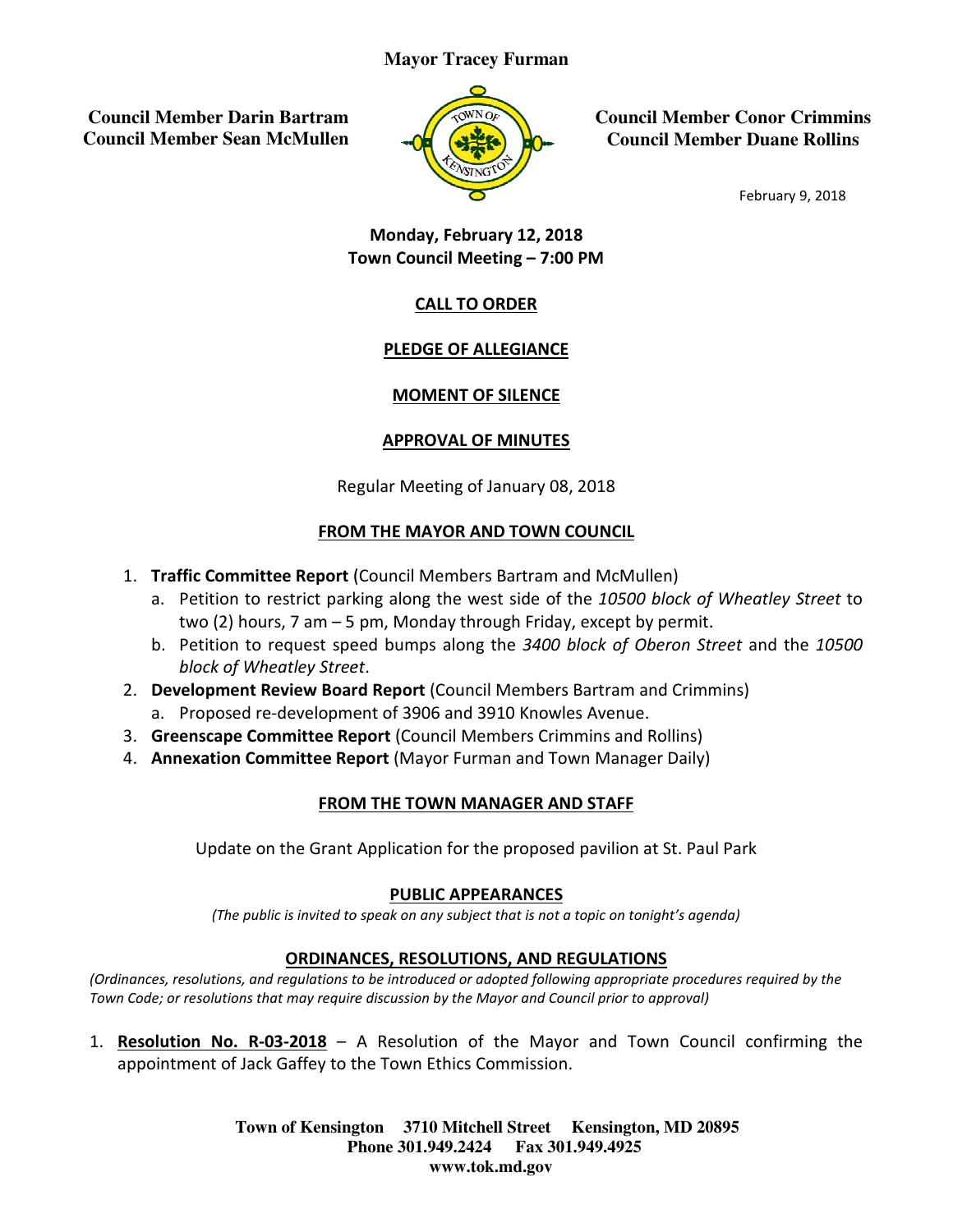**Mayor Tracey Furman**

**Council Member Darin Bartram**
**Council Member Sean McMullen**

**Council Member Conor Crimmins**
**Council Member Duane Rollins**

February 9, 2018

**Monday, February 12, 2018**
**Town Council Meeting – 7:00 PM**

## CALL TO ORDER

## PLEDGE OF ALLEGIANCE

## MOMENT OF SILENCE

## APPROVAL OF MINUTES

Regular Meeting of January 08, 2018

## FROM THE MAYOR AND TOWN COUNCIL

1. **Traffic Committee Report** (Council Members Bartram and McMullen)
   a. Petition to restrict parking along the west side of the *10500 block of Wheatley Street* to two (2) hours, 7 am – 5 pm, Monday through Friday, except by permit.
   b. Petition to request speed bumps along the *3400 block of Oberon Street* and the *10500 block of Wheatley Street*.
2. **Development Review Board Report** (Council Members Bartram and Crimmins)
   a. Proposed re-development of 3906 and 3910 Knowles Avenue.
3. **Greenscape Committee Report** (Council Members Crimmins and Rollins)
4. **Annexation Committee Report** (Mayor Furman and Town Manager Daily)

## FROM THE TOWN MANAGER AND STAFF

Update on the Grant Application for the proposed pavilion at St. Paul Park

## PUBLIC APPEARANCES

*(The public is invited to speak on any subject that is not a topic on tonight's agenda)*

## ORDINANCES, RESOLUTIONS, AND REGULATIONS

*(Ordinances, resolutions, and regulations to be introduced or adopted following appropriate procedures required by the Town Code; or resolutions that may require discussion by the Mayor and Council prior to approval)*

1. **Resolution No. R-03-2018** – A Resolution of the Mayor and Town Council confirming the appointment of Jack Gaffey to the Town Ethics Commission.

**Town of Kensington 3710 Mitchell Street Kensington, MD 20895**
**Phone 301.949.2424 Fax 301.949.4925**
**www.tok.md.gov**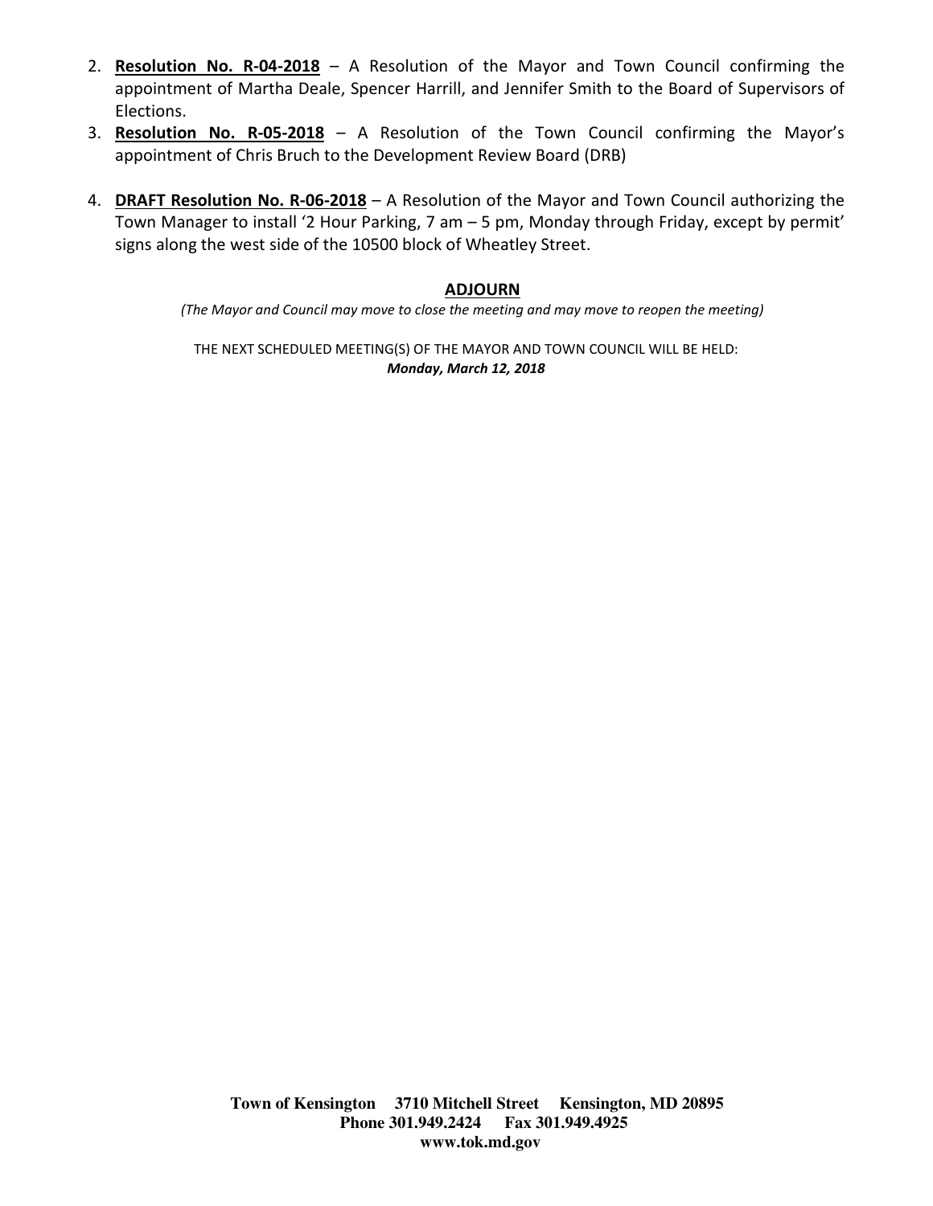2. **Resolution No. R-04-2018** – A Resolution of the Mayor and Town Council confirming the appointment of Martha Deale, Spencer Harrill, and Jennifer Smith to the Board of Supervisors of Elections.
3. **Resolution No. R-05-2018** – A Resolution of the Town Council confirming the Mayor's appointment of Chris Bruch to the Development Review Board (DRB)
4. **DRAFT Resolution No. R-06-2018** – A Resolution of the Mayor and Town Council authorizing the Town Manager to install '2 Hour Parking, 7 am – 5 pm, Monday through Friday, except by permit' signs along the west side of the 10500 block of Wheatley Street.

## ADJOURN

*(The Mayor and Council may move to close the meeting and may move to reopen the meeting)*

THE NEXT SCHEDULED MEETING(S) OF THE MAYOR AND TOWN COUNCIL WILL BE HELD:
***Monday, March 12, 2018***

**Town of Kensington 3710 Mitchell Street Kensington, MD 20895**
**Phone 301.949.2424 Fax 301.949.4925**
**www.tok.md.gov**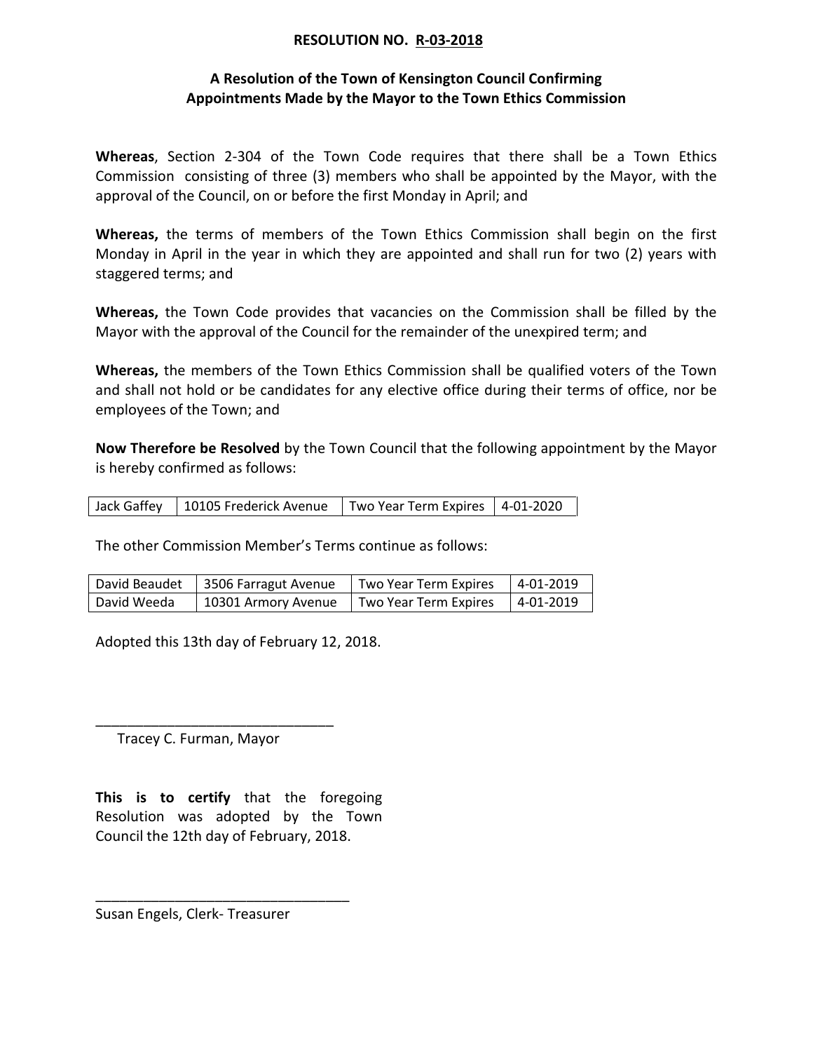**RESOLUTION NO. R-03-2018**

**A Resolution of the Town of Kensington Council Confirming Appointments Made by the Mayor to the Town Ethics Commission**

**Whereas**, Section 2-304 of the Town Code requires that there shall be a Town Ethics Commission consisting of three (3) members who shall be appointed by the Mayor, with the approval of the Council, on or before the first Monday in April; and

**Whereas,** the terms of members of the Town Ethics Commission shall begin on the first Monday in April in the year in which they are appointed and shall run for two (2) years with staggered terms; and

**Whereas,** the Town Code provides that vacancies on the Commission shall be filled by the Mayor with the approval of the Council for the remainder of the unexpired term; and

**Whereas,** the members of the Town Ethics Commission shall be qualified voters of the Town and shall not hold or be candidates for any elective office during their terms of office, nor be employees of the Town; and

**Now Therefore be Resolved** by the Town Council that the following appointment by the Mayor is hereby confirmed as follows:

| Jack Gaffey | 10105 Frederick Avenue | Two Year Term Expires | 4-01-2020 |
|---|---|---|---|

The other Commission Member's Terms continue as follows:

| David Beaudet | 3506 Farragut Avenue | Two Year Term Expires | 4-01-2019 |
|---|---|---|---|
| David Weeda | 10301 Armory Avenue | Two Year Term Expires | 4-01-2019 |

Adopted this 13th day of February 12, 2018.

______________________________
Tracey C. Furman, Mayor

**This is to certify** that the foregoing Resolution was adopted by the Town Council the 12th day of February, 2018.

________________________________
Susan Engels, Clerk- Treasurer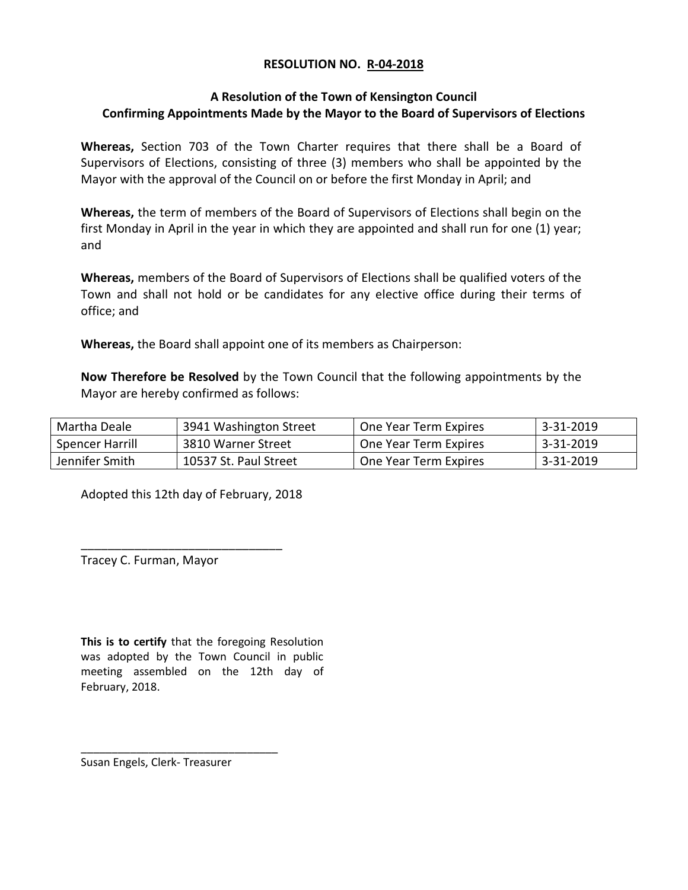**RESOLUTION NO. R-04-2018**

**A Resolution of the Town of Kensington Council Confirming Appointments Made by the Mayor to the Board of Supervisors of Elections**

**Whereas,** Section 703 of the Town Charter requires that there shall be a Board of Supervisors of Elections, consisting of three (3) members who shall be appointed by the Mayor with the approval of the Council on or before the first Monday in April; and

**Whereas,** the term of members of the Board of Supervisors of Elections shall begin on the first Monday in April in the year in which they are appointed and shall run for one (1) year; and

**Whereas,** members of the Board of Supervisors of Elections shall be qualified voters of the Town and shall not hold or be candidates for any elective office during their terms of office; and

**Whereas,** the Board shall appoint one of its members as Chairperson:

**Now Therefore be Resolved** by the Town Council that the following appointments by the Mayor are hereby confirmed as follows:

| | | | |
|---|---|---|---|
| Martha Deale | 3941 Washington Street | One Year Term Expires | 3-31-2019 |
| Spencer Harrill | 3810 Warner Street | One Year Term Expires | 3-31-2019 |
| Jennifer Smith | 10537 St. Paul Street | One Year Term Expires | 3-31-2019 |

Adopted this 12th day of February, 2018

______________________________
Tracey C. Furman, Mayor

**This is to certify** that the foregoing Resolution was adopted by the Town Council in public meeting assembled on the 12th day of February, 2018.

______________________________
Susan Engels, Clerk- Treasurer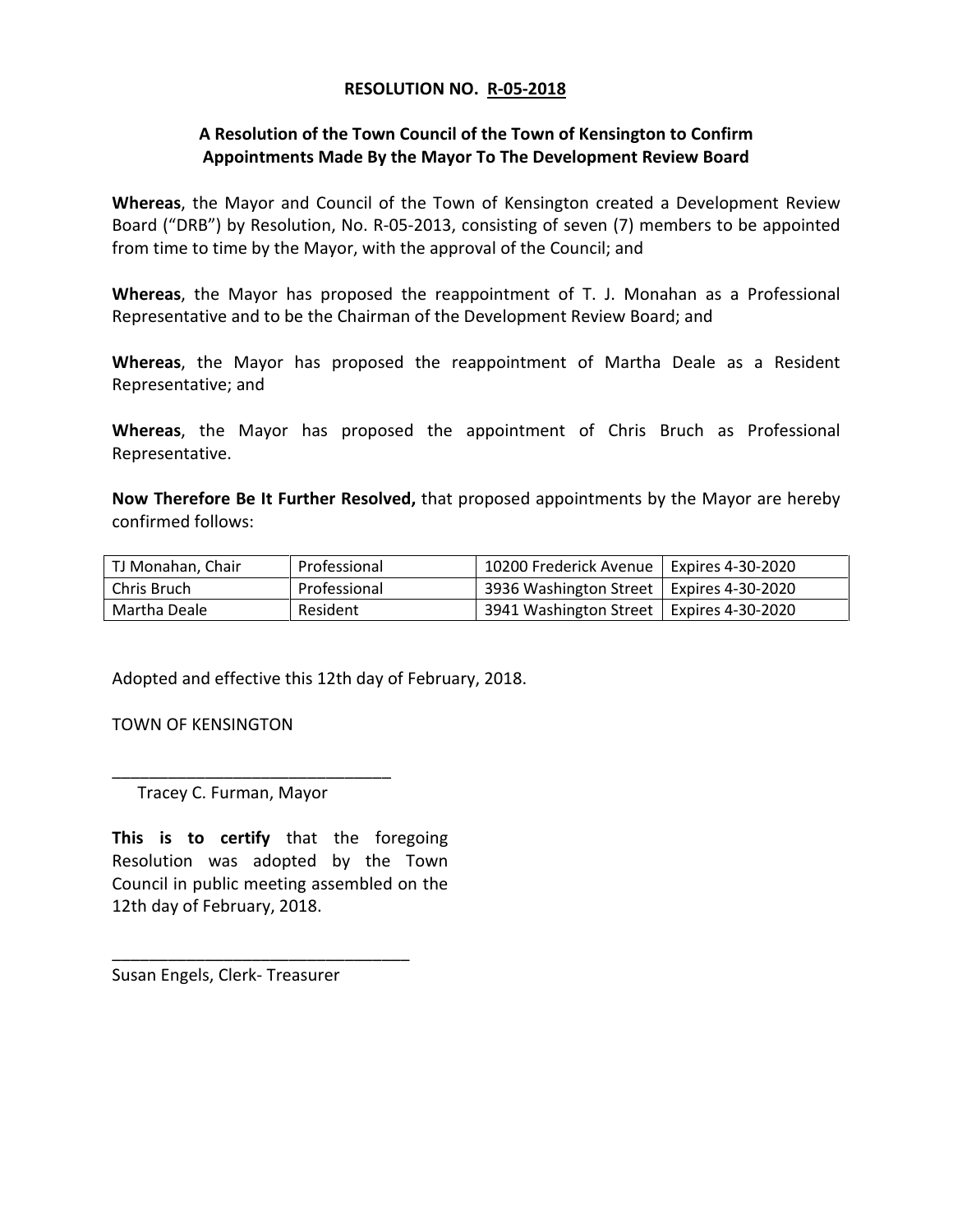**RESOLUTION NO. R-05-2018**

**A Resolution of the Town Council of the Town of Kensington to Confirm Appointments Made By the Mayor To The Development Review Board**

**Whereas**, the Mayor and Council of the Town of Kensington created a Development Review Board ("DRB") by Resolution, No. R-05-2013, consisting of seven (7) members to be appointed from time to time by the Mayor, with the approval of the Council; and

**Whereas**, the Mayor has proposed the reappointment of T. J. Monahan as a Professional Representative and to be the Chairman of the Development Review Board; and

**Whereas**, the Mayor has proposed the reappointment of Martha Deale as a Resident Representative; and

**Whereas**, the Mayor has proposed the appointment of Chris Bruch as Professional Representative.

**Now Therefore Be It Further Resolved,** that proposed appointments by the Mayor are hereby confirmed follows:

| | | | |
|---|---|---|---|
| TJ Monahan, Chair | Professional | 10200 Frederick Avenue | Expires 4-30-2020 |
| Chris Bruch | Professional | 3936 Washington Street | Expires 4-30-2020 |
| Martha Deale | Resident | 3941 Washington Street | Expires 4-30-2020 |

Adopted and effective this 12th day of February, 2018.

TOWN OF KENSINGTON

______________________________
Tracey C. Furman, Mayor

**This is to certify** that the foregoing Resolution was adopted by the Town Council in public meeting assembled on the 12th day of February, 2018.

________________________________
Susan Engels, Clerk- Treasurer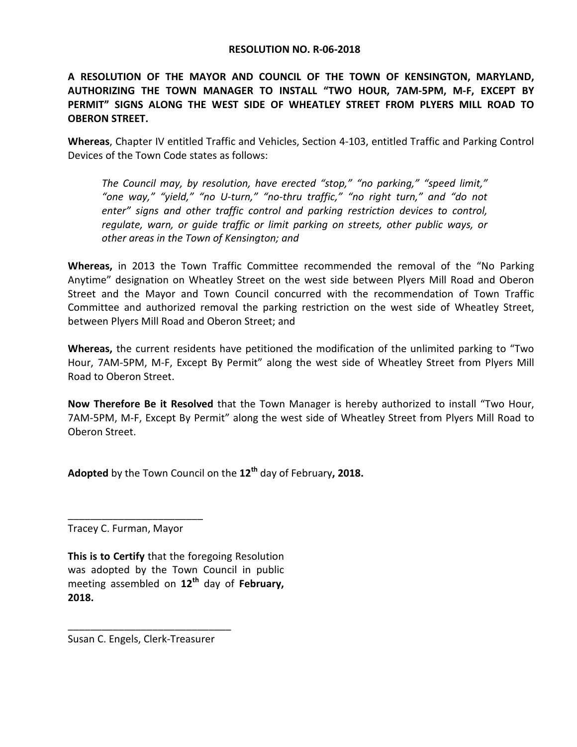**RESOLUTION NO. R-06-2018**

**A RESOLUTION OF THE MAYOR AND COUNCIL OF THE TOWN OF KENSINGTON, MARYLAND, AUTHORIZING THE TOWN MANAGER TO INSTALL "TWO HOUR, 7AM-5PM, M-F, EXCEPT BY PERMIT" SIGNS ALONG THE WEST SIDE OF WHEATLEY STREET FROM PLYERS MILL ROAD TO OBERON STREET.**

**Whereas**, Chapter IV entitled Traffic and Vehicles, Section 4-103, entitled Traffic and Parking Control Devices of the Town Code states as follows:

> *The Council may, by resolution, have erected "stop," "no parking," "speed limit," "one way," "yield," "no U-turn," "no-thru traffic," "no right turn," and "do not enter" signs and other traffic control and parking restriction devices to control, regulate, warn, or guide traffic or limit parking on streets, other public ways, or other areas in the Town of Kensington; and*

**Whereas,** in 2013 the Town Traffic Committee recommended the removal of the "No Parking Anytime" designation on Wheatley Street on the west side between Plyers Mill Road and Oberon Street and the Mayor and Town Council concurred with the recommendation of Town Traffic Committee and authorized removal the parking restriction on the west side of Wheatley Street, between Plyers Mill Road and Oberon Street; and

**Whereas,** the current residents have petitioned the modification of the unlimited parking to "Two Hour, 7AM-5PM, M-F, Except By Permit" along the west side of Wheatley Street from Plyers Mill Road to Oberon Street.

**Now Therefore Be it Resolved** that the Town Manager is hereby authorized to install "Two Hour, 7AM-5PM, M-F, Except By Permit" along the west side of Wheatley Street from Plyers Mill Road to Oberon Street.

**Adopted** by the Town Council on the **12th** day of February**, 2018.**

________________________

Tracey C. Furman, Mayor

**This is to Certify** that the foregoing Resolution was adopted by the Town Council in public meeting assembled on **12th** day of **February, 2018.**

_____________________________

Susan C. Engels, Clerk-Treasurer